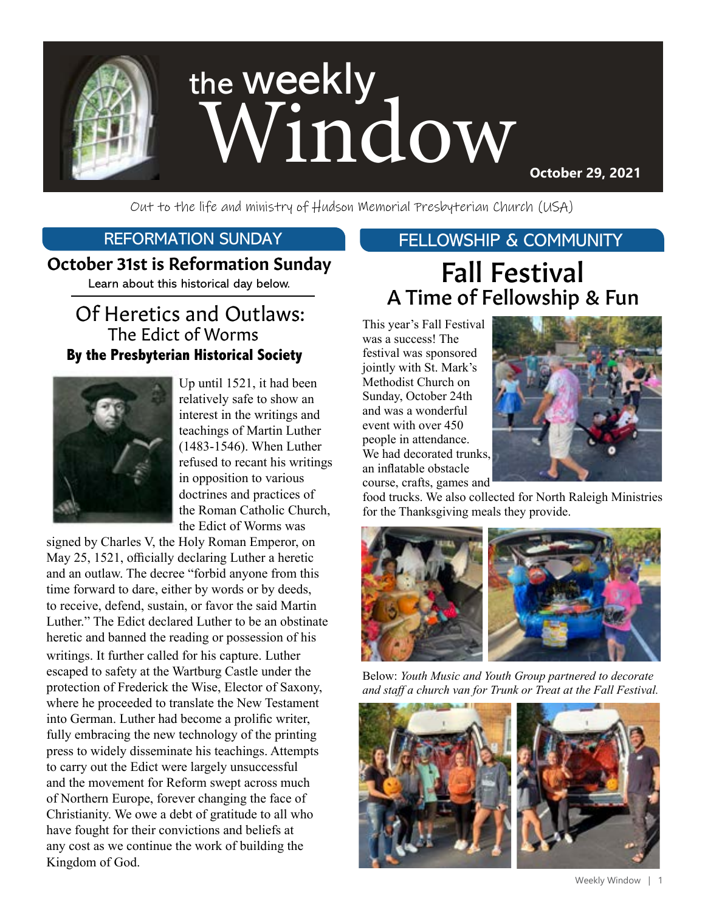# the weekly Window

**October 29, 2021**

Out to the life and ministry of Hudson Memorial Presbyterian Church (USA)

## REFORMATION SUNDAY

### October 31st is Reformation Sunday

Learn about this historical day below.

### Of Heretics and Outlaws: The Edict of Worms

**By the Presbyterian Historical Society**

Up until 1521, it had been relatively safe to show an interest in the writings and teachings of Martin Luther (1483-1546). When Luther refused to recant his writings in opposition to various doctrines and practices of the Roman Catholic Church, the Edict of Worms was signed by Charles V, the Holy Roman Emperor, on May 25, 1521, officially declaring Luther a heretic and an outlaw. The decree "forbid anyone from this time forward to dare, either by words or by deeds, to receive, defend, sustain, or favor the said Martin Luther." The Edict declared Luther to be an obstinate heretic and banned the reading or possession of his writings. It further called for his capture. Luther escaped to safety at the Wartburg Castle under the protection of Frederick the Wise, Elector of Saxony, where he proceeded to translate the New Testament into German. Luther had become a prolific writer, fully embracing the new technology of the printing press to widely disseminate his teachings. Attempts to carry out the Edict were largely unsuccessful and the movement for Reform swept across much of Northern Europe, forever changing the face of Christianity. We owe a debt of gratitude to all who have fought for their convictions and beliefs at any cost as we continue the work of building the Kingdom of God.

## FELLOWSHIP & COMMUNITY

### Fall Festival
### A Time of Fellowship & Fun

This year's Fall Festival was a success! The festival was sponsored jointly with St. Mark's Methodist Church on Sunday, October 24th and was a wonderful event with over 450 people in attendance. We had decorated trunks, an inflatable obstacle course, crafts, games and food trucks. We also collected for North Raleigh Ministries for the Thanksgiving meals they provide.

Below: *Youth Music and Youth Group partnered to decorate and staff a church van for Trunk or Treat at the Fall Festival.*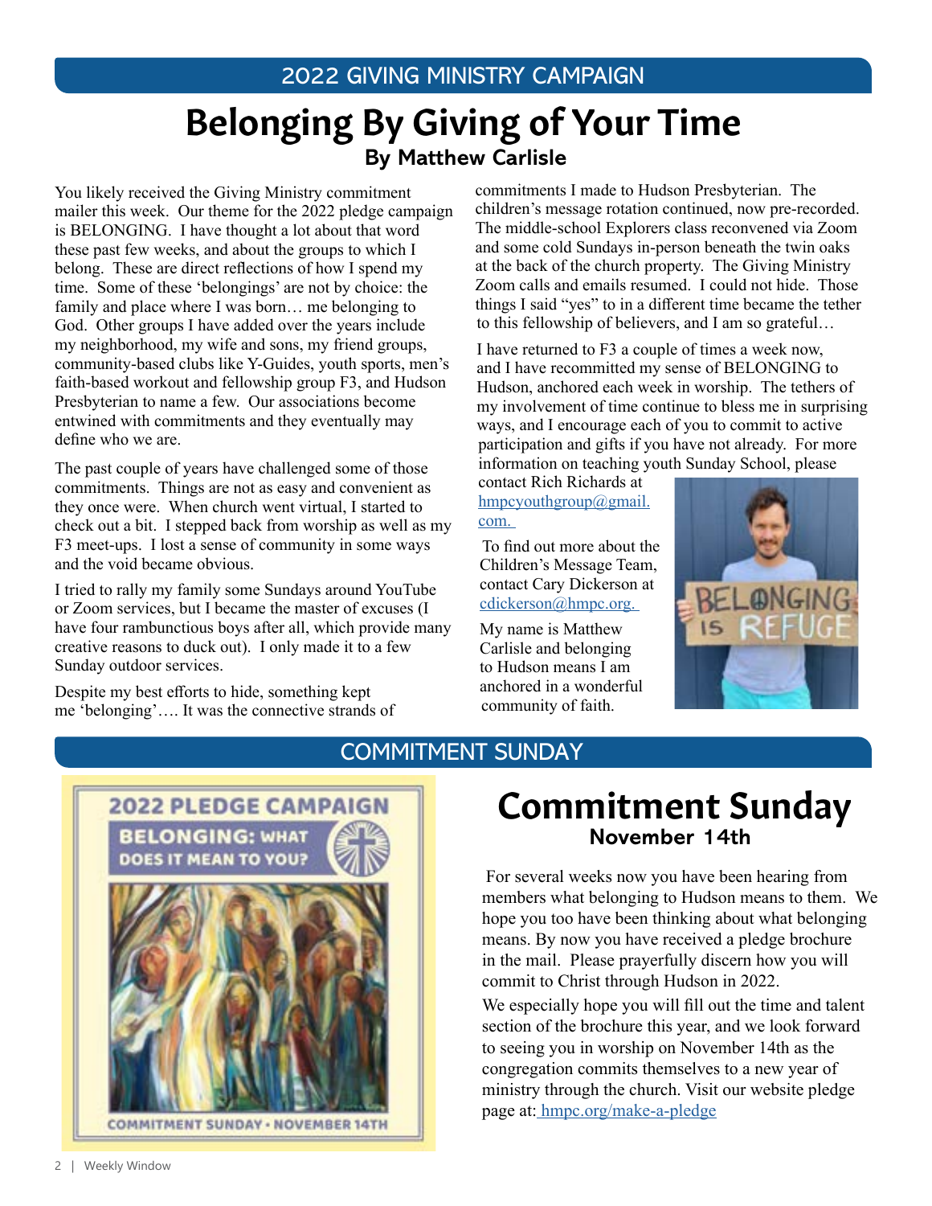## 2022 GIVING MINISTRY CAMPAIGN

# Belonging By Giving of Your Time

### By Matthew Carlisle

You likely received the Giving Ministry commitment mailer this week. Our theme for the 2022 pledge campaign is BELONGING. I have thought a lot about that word these past few weeks, and about the groups to which I belong. These are direct reflections of how I spend my time. Some of these 'belongings' are not by choice: the family and place where I was born… me belonging to God. Other groups I have added over the years include my neighborhood, my wife and sons, my friend groups, community-based clubs like Y-Guides, youth sports, men's faith-based workout and fellowship group F3, and Hudson Presbyterian to name a few. Our associations become entwined with commitments and they eventually may define who we are.

The past couple of years have challenged some of those commitments. Things are not as easy and convenient as they once were. When church went virtual, I started to check out a bit. I stepped back from worship as well as my F3 meet-ups. I lost a sense of community in some ways and the void became obvious.

I tried to rally my family some Sundays around YouTube or Zoom services, but I became the master of excuses (I have four rambunctious boys after all, which provide many creative reasons to duck out). I only made it to a few Sunday outdoor services.

Despite my best efforts to hide, something kept me 'belonging'…. It was the connective strands of commitments I made to Hudson Presbyterian. The children's message rotation continued, now pre-recorded. The middle-school Explorers class reconvened via Zoom and some cold Sundays in-person beneath the twin oaks at the back of the church property. The Giving Ministry Zoom calls and emails resumed. I could not hide. Those things I said "yes" to in a different time became the tether to this fellowship of believers, and I am so grateful…

I have returned to F3 a couple of times a week now, and I have recommitted my sense of BELONGING to Hudson, anchored each week in worship. The tethers of my involvement of time continue to bless me in surprising ways, and I encourage each of you to commit to active participation and gifts if you have not already. For more information on teaching youth Sunday School, please contact Rich Richards at hmpcyouthgroup@gmail.com.

To find out more about the Children's Message Team, contact Cary Dickerson at cdickerson@hmpc.org.

My name is Matthew Carlisle and belonging to Hudson means I am anchored in a wonderful community of faith.

## COMMITMENT SUNDAY

# Commitment Sunday

### November 14th

For several weeks now you have been hearing from members what belonging to Hudson means to them. We hope you too have been thinking about what belonging means. By now you have received a pledge brochure in the mail. Please prayerfully discern how you will commit to Christ through Hudson in 2022.

We especially hope you will fill out the time and talent section of the brochure this year, and we look forward to seeing you in worship on November 14th as the congregation commits themselves to a new year of ministry through the church. Visit our website pledge page at: hmpc.org/make-a-pledge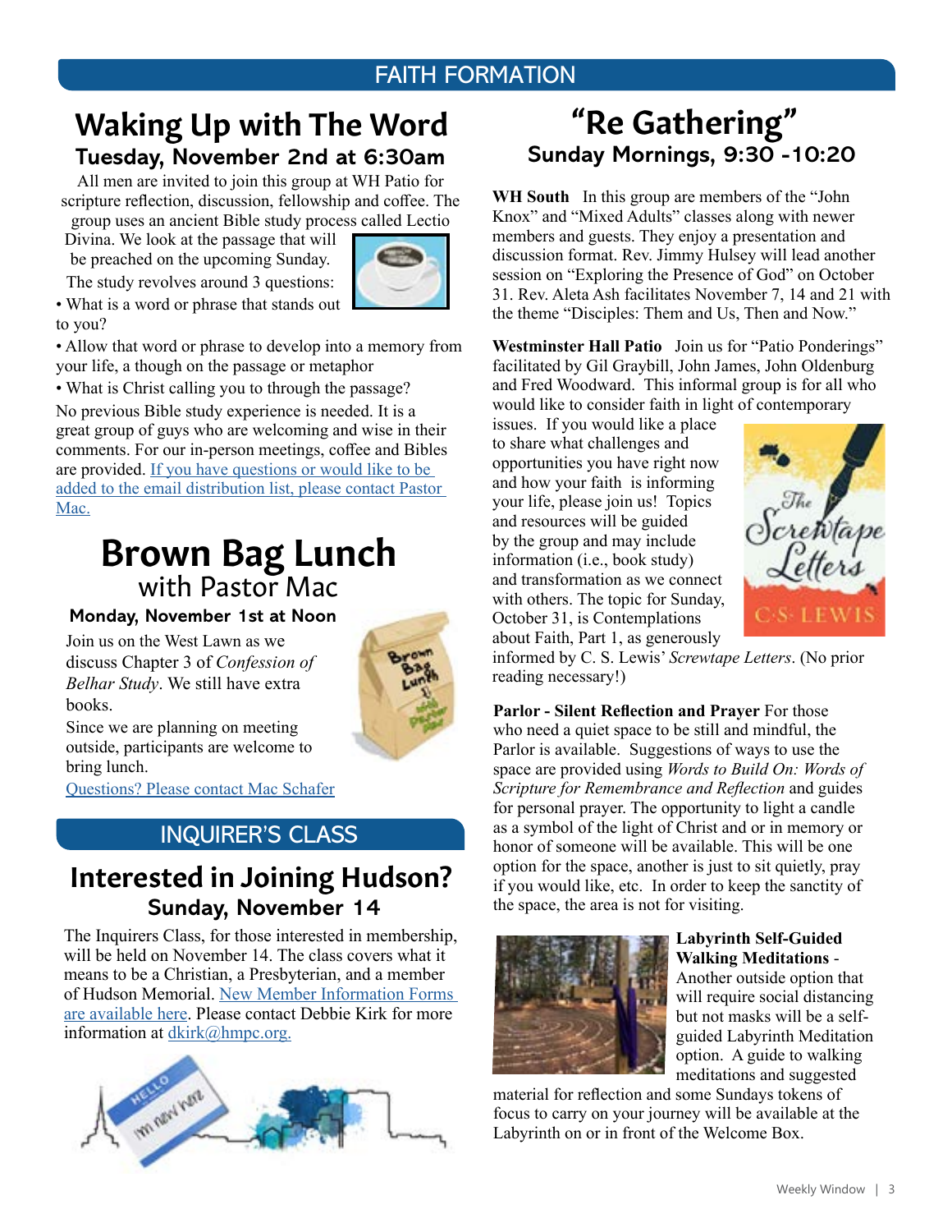# FAITH FORMATION

## Waking Up with The Word

### Tuesday, November 2nd at 6:30am

All men are invited to join this group at WH Patio for scripture reflection, discussion, fellowship and coffee. The group uses an ancient Bible study process called Lectio Divina. We look at the passage that will be preached on the upcoming Sunday.

The study revolves around 3 questions:

- What is a word or phrase that stands out to you?
- Allow that word or phrase to develop into a memory from your life, a though on the passage or metaphor
- What is Christ calling you to through the passage?

No previous Bible study experience is needed. It is a great group of guys who are welcoming and wise in their comments. For our in-person meetings, coffee and Bibles are provided. [If you have questions or would like to be added to the email distribution list, please contact Pastor Mac.]

## Brown Bag Lunch with Pastor Mac

### Monday, November 1st at Noon

Join us on the West Lawn as we discuss Chapter 3 of *Confession of Belhar Study*. We still have extra books.

Since we are planning on meeting outside, participants are welcome to bring lunch.

[Questions? Please contact Mac Schafer]

# INQUIRER'S CLASS

## Interested in Joining Hudson?

### Sunday, November 14

The Inquirers Class, for those interested in membership, will be held on November 14. The class covers what it means to be a Christian, a Presbyterian, and a member of Hudson Memorial. [New Member Information Forms are available here]. Please contact Debbie Kirk for more information at dkirk@hmpc.org.

## "Re Gathering"

### Sunday Mornings, 9:30 -10:20

**WH South** In this group are members of the "John Knox" and "Mixed Adults" classes along with newer members and guests. They enjoy a presentation and discussion format. Rev. Jimmy Hulsey will lead another session on "Exploring the Presence of God" on October 31. Rev. Aleta Ash facilitates November 7, 14 and 21 with the theme "Disciples: Them and Us, Then and Now."

**Westminster Hall Patio** Join us for "Patio Ponderings" facilitated by Gil Graybill, John James, John Oldenburg and Fred Woodward. This informal group is for all who would like to consider faith in light of contemporary issues. If you would like a place to share what challenges and opportunities you have right now and how your faith is informing your life, please join us! Topics and resources will be guided by the group and may include information (i.e., book study) and transformation as we connect with others. The topic for Sunday, October 31, is Contemplations about Faith, Part 1, as generously informed by C. S. Lewis' *Screwtape Letters*. (No prior reading necessary!)

**Parlor - Silent Reflection and Prayer** For those who need a quiet space to be still and mindful, the Parlor is available. Suggestions of ways to use the space are provided using *Words to Build On: Words of Scripture for Remembrance and Reflection* and guides for personal prayer. The opportunity to light a candle as a symbol of the light of Christ and or in memory or honor of someone will be available. This will be one option for the space, another is just to sit quietly, pray if you would like, etc. In order to keep the sanctity of the space, the area is not for visiting.

**Labyrinth Self-Guided Walking Meditations** - Another outside option that will require social distancing but not masks will be a self-guided Labyrinth Meditation option. A guide to walking meditations and suggested material for reflection and some Sundays tokens of focus to carry on your journey will be available at the Labyrinth on or in front of the Welcome Box.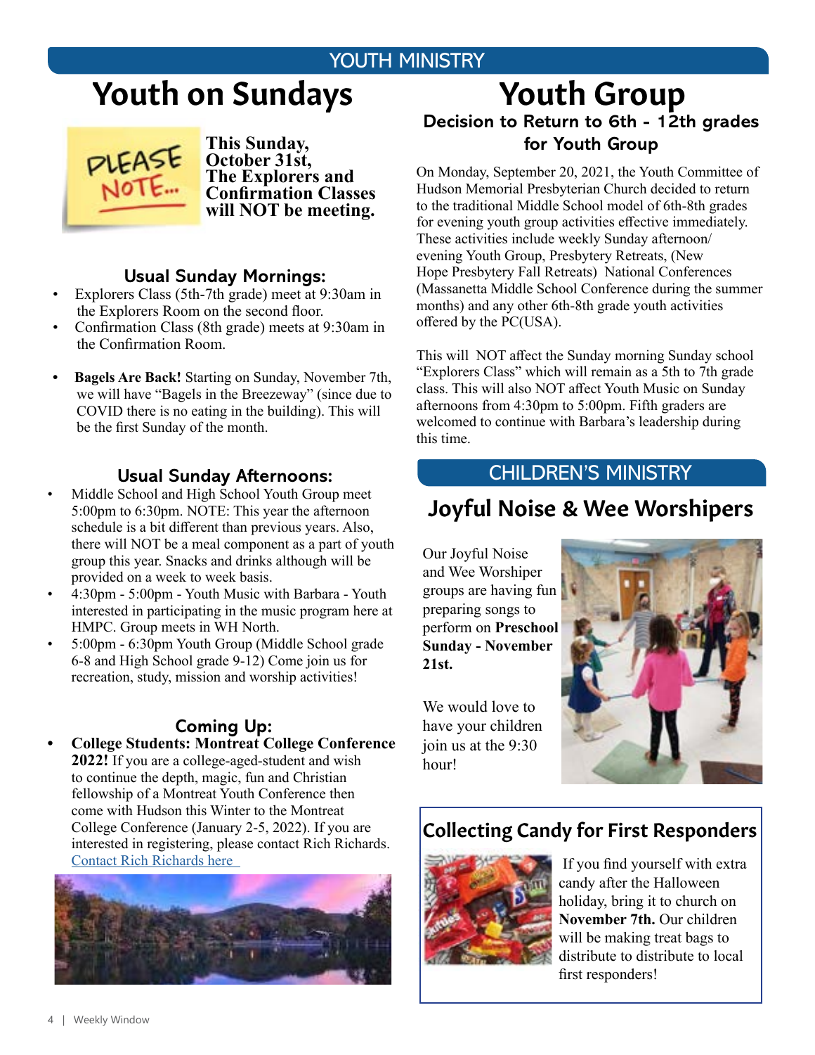## YOUTH MINISTRY

# Youth on Sundays

**This Sunday, October 31st, The Explorers and Confirmation Classes will NOT be meeting.**

### Usual Sunday Mornings:

- Explorers Class (5th-7th grade) meet at 9:30am in the Explorers Room on the second floor.
- Confirmation Class (8th grade) meets at 9:30am in the Confirmation Room.
- **Bagels Are Back!** Starting on Sunday, November 7th, we will have "Bagels in the Breezeway" (since due to COVID there is no eating in the building). This will be the first Sunday of the month.

### Usual Sunday Afternoons:

- Middle School and High School Youth Group meet 5:00pm to 6:30pm. NOTE: This year the afternoon schedule is a bit different than previous years. Also, there will NOT be a meal component as a part of youth group this year. Snacks and drinks although will be provided on a week to week basis.
- 4:30pm - 5:00pm - Youth Music with Barbara - Youth interested in participating in the music program here at HMPC. Group meets in WH North.
- 5:00pm - 6:30pm Youth Group (Middle School grade 6-8 and High School grade 9-12) Come join us for recreation, study, mission and worship activities!

### Coming Up:

- **College Students: Montreat College Conference 2022!** If you are a college-aged-student and wish to continue the depth, magic, fun and Christian fellowship of a Montreat Youth Conference then come with Hudson this Winter to the Montreat College Conference (January 2-5, 2022). If you are interested in registering, please contact Rich Richards. Contact Rich Richards here

# Youth Group

### Decision to Return to 6th - 12th grades for Youth Group

On Monday, September 20, 2021, the Youth Committee of Hudson Memorial Presbyterian Church decided to return to the traditional Middle School model of 6th-8th grades for evening youth group activities effective immediately. These activities include weekly Sunday afternoon/evening Youth Group, Presbytery Retreats, (New Hope Presbytery Fall Retreats) National Conferences (Massanetta Middle School Conference during the summer months) and any other 6th-8th grade youth activities offered by the PC(USA).

This will NOT affect the Sunday morning Sunday school "Explorers Class" which will remain as a 5th to 7th grade class. This will also NOT affect Youth Music on Sunday afternoons from 4:30pm to 5:00pm. Fifth graders are welcomed to continue with Barbara's leadership during this time.

## CHILDREN'S MINISTRY

# Joyful Noise & Wee Worshipers

Our Joyful Noise and Wee Worshiper groups are having fun preparing songs to perform on **Preschool Sunday - November 21st.**

We would love to have your children join us at the 9:30 hour!

## Collecting Candy for First Responders

If you find yourself with extra candy after the Halloween holiday, bring it to church on **November 7th.** Our children will be making treat bags to distribute to distribute to local first responders!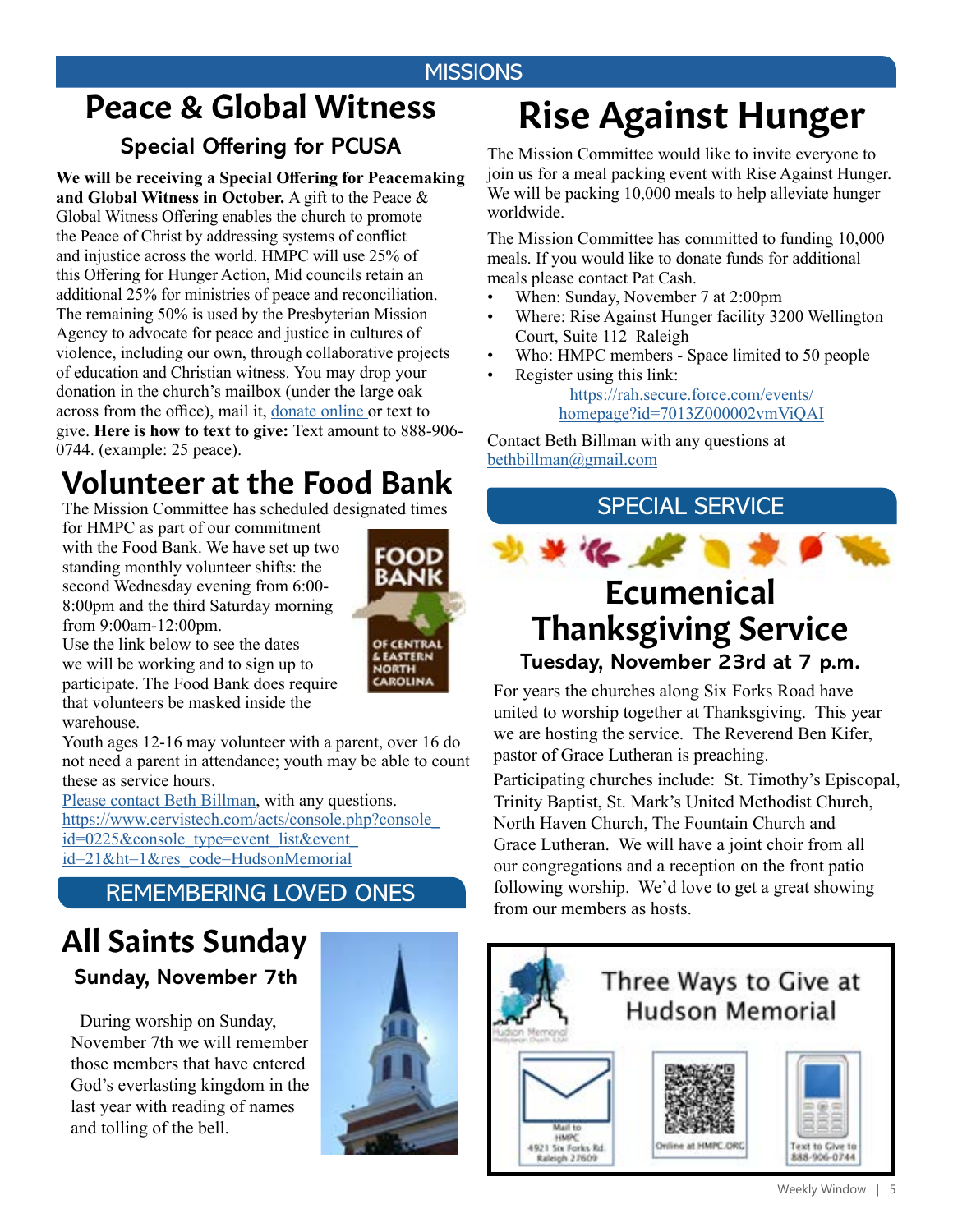MISSIONS

# Peace & Global Witness

### Special Offering for PCUSA

**We will be receiving a Special Offering for Peacemaking and Global Witness in October.** A gift to the Peace & Global Witness Offering enables the church to promote the Peace of Christ by addressing systems of conflict and injustice across the world. HMPC will use 25% of this Offering for Hunger Action, Mid councils retain an additional 25% for ministries of peace and reconciliation. The remaining 50% is used by the Presbyterian Mission Agency to advocate for peace and justice in cultures of violence, including our own, through collaborative projects of education and Christian witness. You may drop your donation in the church's mailbox (under the large oak across from the office), mail it, donate online or text to give. **Here is how to text to give:** Text amount to 888-906-0744. (example: 25 peace).

# Volunteer at the Food Bank

The Mission Committee has scheduled designated times for HMPC as part of our commitment with the Food Bank. We have set up two standing monthly volunteer shifts: the second Wednesday evening from 6:00-8:00pm and the third Saturday morning from 9:00am-12:00pm.

Use the link below to see the dates we will be working and to sign up to participate. The Food Bank does require that volunteers be masked inside the warehouse.

Youth ages 12-16 may volunteer with a parent, over 16 do not need a parent in attendance; youth may be able to count these as service hours.

Please contact Beth Billman, with any questions.

https://www.cervistech.com/acts/console.php?console_id=0225&console_type=event_list&event_id=21&ht=1&res_code=HudsonMemorial

REMEMBERING LOVED ONES

# All Saints Sunday

### Sunday, November 7th

During worship on Sunday, November 7th we will remember those members that have entered God's everlasting kingdom in the last year with reading of names and tolling of the bell.

# Rise Against Hunger

The Mission Committee would like to invite everyone to join us for a meal packing event with Rise Against Hunger. We will be packing 10,000 meals to help alleviate hunger worldwide.

The Mission Committee has committed to funding 10,000 meals. If you would like to donate funds for additional meals please contact Pat Cash.

- When: Sunday, November 7 at 2:00pm
- Where: Rise Against Hunger facility 3200 Wellington Court, Suite 112 Raleigh
- Who: HMPC members - Space limited to 50 people
- Register using this link: https://rah.secure.force.com/events/homepage?id=7013Z000002vmViQAI

Contact Beth Billman with any questions at bethbillman@gmail.com

SPECIAL SERVICE

# Ecumenical Thanksgiving Service

### Tuesday, November 23rd at 7 p.m.

For years the churches along Six Forks Road have united to worship together at Thanksgiving. This year we are hosting the service. The Reverend Ben Kifer, pastor of Grace Lutheran is preaching.

Participating churches include: St. Timothy's Episcopal, Trinity Baptist, St. Mark's United Methodist Church, North Haven Church, The Fountain Church and Grace Lutheran. We will have a joint choir from all our congregations and a reception on the front patio following worship. We'd love to get a great showing from our members as hosts.

Three Ways to Give at Hudson Memorial

Mail to HMPC 4921 Six Forks Rd. Raleigh 27609

Online at HMPC.ORG

Text to Give to 888-906-0744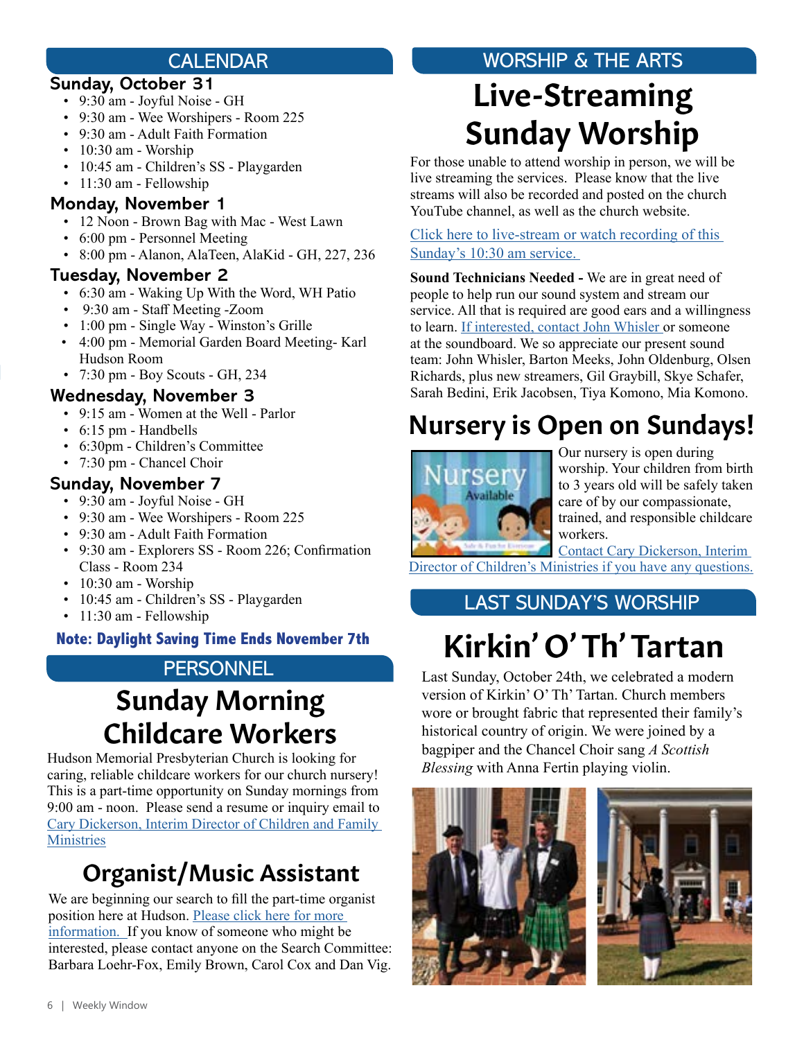## CALENDAR

### Sunday, October 31

- 9:30 am - Joyful Noise - GH
- 9:30 am - Wee Worshipers - Room 225
- 9:30 am - Adult Faith Formation
- 10:30 am - Worship
- 10:45 am - Children's SS - Playgarden
- 11:30 am - Fellowship

### Monday, November 1

- 12 Noon - Brown Bag with Mac - West Lawn
- 6:00 pm - Personnel Meeting
- 8:00 pm - Alanon, AlaTeen, AlaKid - GH, 227, 236

### Tuesday, November 2

- 6:30 am - Waking Up With the Word, WH Patio
- 9:30 am - Staff Meeting -Zoom
- 1:00 pm - Single Way - Winston's Grille
- 4:00 pm - Memorial Garden Board Meeting- Karl Hudson Room
- 7:30 pm - Boy Scouts - GH, 234

### Wednesday, November 3

- 9:15 am - Women at the Well - Parlor
- 6:15 pm - Handbells
- 6:30pm - Children's Committee
- 7:30 pm - Chancel Choir

### Sunday, November 7

- 9:30 am - Joyful Noise - GH
- 9:30 am - Wee Worshipers - Room 225
- 9:30 am - Adult Faith Formation
- 9:30 am - Explorers SS - Room 226; Confirmation Class - Room 234
- 10:30 am - Worship
- 10:45 am - Children's SS - Playgarden
- 11:30 am - Fellowship

**Note: Daylight Saving Time Ends November 7th**

## PERSONNEL

# Sunday Morning Childcare Workers

Hudson Memorial Presbyterian Church is looking for caring, reliable childcare workers for our church nursery! This is a part-time opportunity on Sunday mornings from 9:00 am - noon. Please send a resume or inquiry email to Cary Dickerson, Interim Director of Children and Family Ministries

# Organist/Music Assistant

We are beginning our search to fill the part-time organist position here at Hudson. Please click here for more information. If you know of someone who might be interested, please contact anyone on the Search Committee: Barbara Loehr-Fox, Emily Brown, Carol Cox and Dan Vig.

## WORSHIP & THE ARTS

# Live-Streaming Sunday Worship

For those unable to attend worship in person, we will be live streaming the services. Please know that the live streams will also be recorded and posted on the church YouTube channel, as well as the church website.

Click here to live-stream or watch recording of this Sunday's 10:30 am service.

**Sound Technicians Needed -** We are in great need of people to help run our sound system and stream our service. All that is required are good ears and a willingness to learn. If interested, contact John Whisler or someone at the soundboard. We so appreciate our present sound team: John Whisler, Barton Meeks, John Oldenburg, Olsen Richards, plus new streamers, Gil Graybill, Skye Schafer, Sarah Bedini, Erik Jacobsen, Tiya Komono, Mia Komono.

# Nursery is Open on Sundays!

Our nursery is open during worship. Your children from birth to 3 years old will be safely taken care of by our compassionate, trained, and responsible childcare workers.

Contact Cary Dickerson, Interim Director of Children's Ministries if you have any questions.

## LAST SUNDAY'S WORSHIP

# Kirkin' O' Th' Tartan

Last Sunday, October 24th, we celebrated a modern version of Kirkin' O' Th' Tartan. Church members wore or brought fabric that represented their family's historical country of origin. We were joined by a bagpiper and the Chancel Choir sang *A Scottish Blessing* with Anna Fertin playing violin.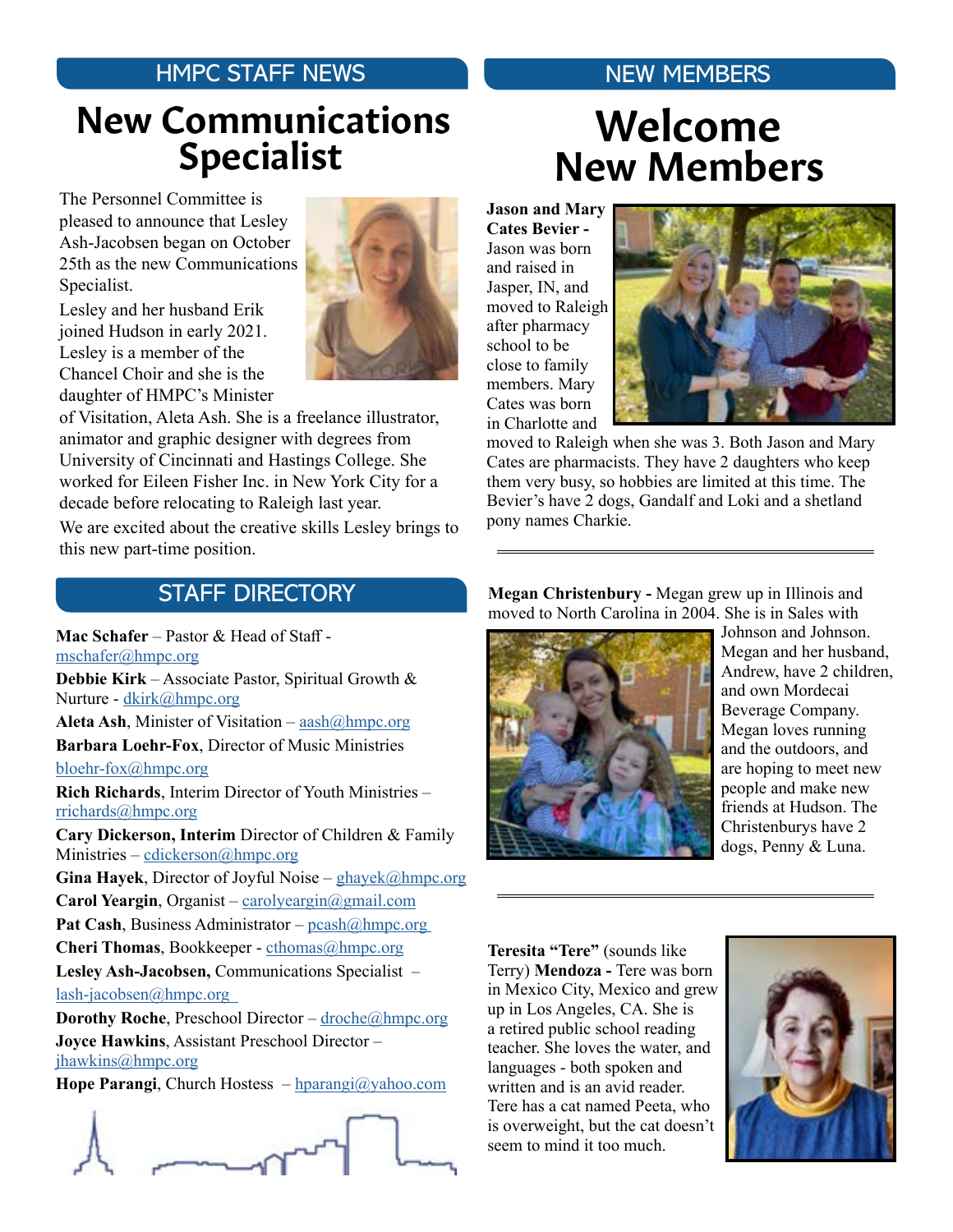## HMPC STAFF NEWS

# New Communications Specialist

The Personnel Committee is pleased to announce that Lesley Ash-Jacobsen began on October 25th as the new Communications Specialist.

Lesley and her husband Erik joined Hudson in early 2021. Lesley is a member of the Chancel Choir and she is the daughter of HMPC's Minister of Visitation, Aleta Ash. She is a freelance illustrator, animator and graphic designer with degrees from University of Cincinnati and Hastings College. She worked for Eileen Fisher Inc. in New York City for a decade before relocating to Raleigh last year.

We are excited about the creative skills Lesley brings to this new part-time position.

## STAFF DIRECTORY

**Mac Schafer** – Pastor & Head of Staff - mschafer@hmpc.org

**Debbie Kirk** – Associate Pastor, Spiritual Growth & Nurture - dkirk@hmpc.org

**Aleta Ash**, Minister of Visitation – aash@hmpc.org

**Barbara Loehr-Fox**, Director of Music Ministries bloehr-fox@hmpc.org

**Rich Richards**, Interim Director of Youth Ministries – rrichards@hmpc.org

**Cary Dickerson, Interim** Director of Children & Family Ministries – cdickerson@hmpc.org

**Gina Hayek**, Director of Joyful Noise – ghayek@hmpc.org

**Carol Yeargin**, Organist – carolyeargin@gmail.com

**Pat Cash**, Business Administrator – pcash@hmpc.org

**Cheri Thomas**, Bookkeeper - cthomas@hmpc.org

**Lesley Ash-Jacobsen,** Communications Specialist – lash-jacobsen@hmpc.org

**Dorothy Roche**, Preschool Director – droche@hmpc.org

**Joyce Hawkins**, Assistant Preschool Director – jhawkins@hmpc.org

**Hope Parangi**, Church Hostess – hparangi@yahoo.com

## NEW MEMBERS

# Welcome New Members

**Jason and Mary Cates Bevier -** Jason was born and raised in Jasper, IN, and moved to Raleigh after pharmacy school to be close to family members. Mary Cates was born in Charlotte and moved to Raleigh when she was 3. Both Jason and Mary Cates are pharmacists. They have 2 daughters who keep them very busy, so hobbies are limited at this time. The Bevier's have 2 dogs, Gandalf and Loki and a shetland pony names Charkie.

---

**Megan Christenbury -** Megan grew up in Illinois and moved to North Carolina in 2004. She is in Sales with Johnson and Johnson. Megan and her husband, Andrew, have 2 children, and own Mordecai Beverage Company. Megan loves running and the outdoors, and are hoping to meet new people and make new friends at Hudson. The Christenburys have 2 dogs, Penny & Luna.

---

**Teresita "Tere"** (sounds like Terry) **Mendoza -** Tere was born in Mexico City, Mexico and grew up in Los Angeles, CA. She is a retired public school reading teacher. She loves the water, and languages - both spoken and written and is an avid reader. Tere has a cat named Peeta, who is overweight, but the cat doesn't seem to mind it too much.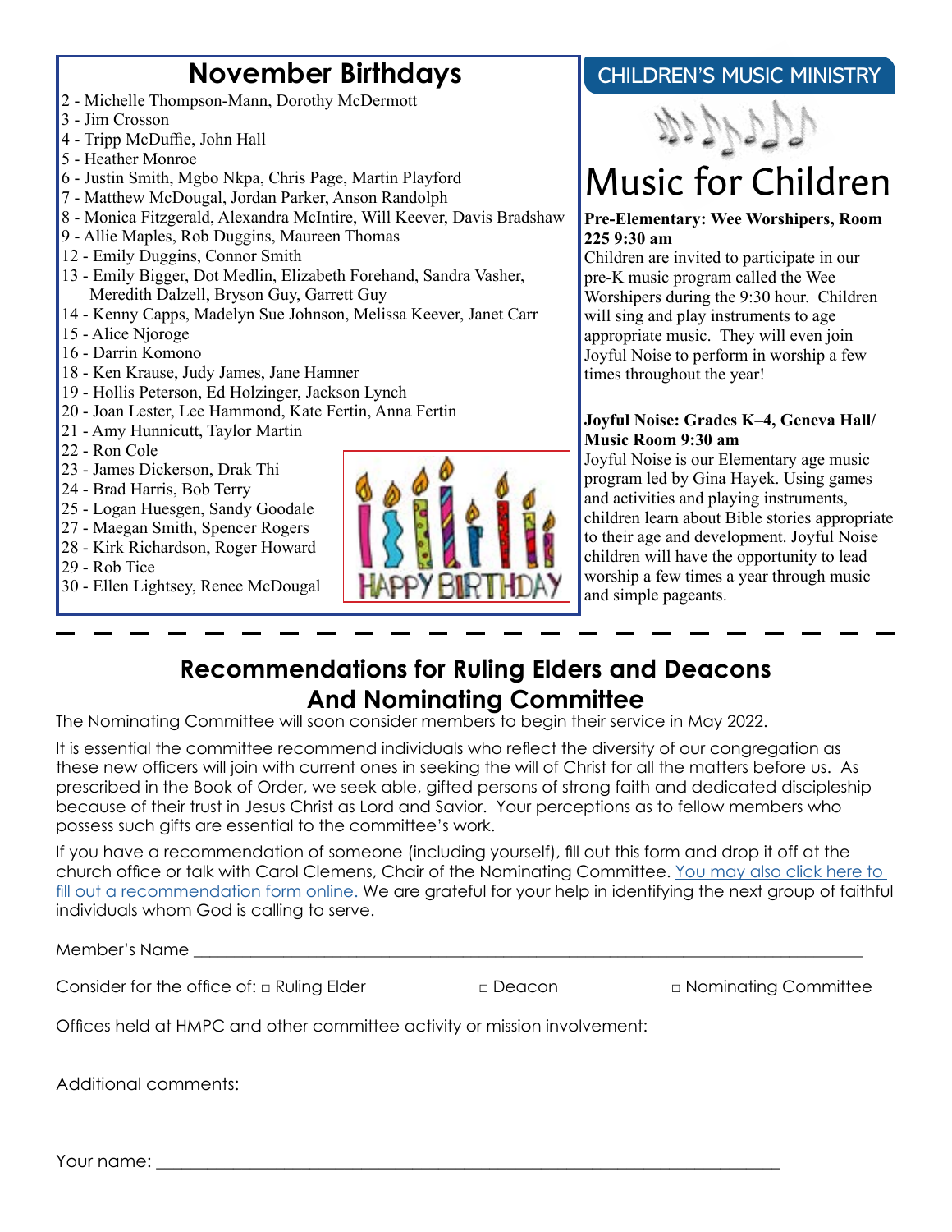## November Birthdays

2 - Michelle Thompson-Mann, Dorothy McDermott
3 - Jim Crosson
4 - Tripp McDuffie, John Hall
5 - Heather Monroe
6 - Justin Smith, Mgbo Nkpa, Chris Page, Martin Playford
7 - Matthew McDougal, Jordan Parker, Anson Randolph
8 - Monica Fitzgerald, Alexandra McIntire, Will Keever, Davis Bradshaw
9 - Allie Maples, Rob Duggins, Maureen Thomas
12 - Emily Duggins, Connor Smith
13 - Emily Bigger, Dot Medlin, Elizabeth Forehand, Sandra Vasher, Meredith Dalzell, Bryson Guy, Garrett Guy
14 - Kenny Capps, Madelyn Sue Johnson, Melissa Keever, Janet Carr
15 - Alice Njoroge
16 - Darrin Komono
18 - Ken Krause, Judy James, Jane Hamner
19 - Hollis Peterson, Ed Holzinger, Jackson Lynch
20 - Joan Lester, Lee Hammond, Kate Fertin, Anna Fertin
21 - Amy Hunnicutt, Taylor Martin
22 - Ron Cole
23 - James Dickerson, Drak Thi
24 - Brad Harris, Bob Terry
25 - Logan Huesgen, Sandy Goodale
27 - Maegan Smith, Spencer Rogers
28 - Kirk Richardson, Roger Howard
29 - Rob Tice
30 - Ellen Lightsey, Renee McDougal

HAPPY BIRTHDAY

## CHILDREN'S MUSIC MINISTRY

# Music for Children

**Pre-Elementary: Wee Worshipers, Room 225 9:30 am**

Children are invited to participate in our pre-K music program called the Wee Worshipers during the 9:30 hour. Children will sing and play instruments to age appropriate music. They will even join Joyful Noise to perform in worship a few times throughout the year!

**Joyful Noise: Grades K–4, Geneva Hall/ Music Room 9:30 am**

Joyful Noise is our Elementary age music program led by Gina Hayek. Using games and activities and playing instruments, children learn about Bible stories appropriate to their age and development. Joyful Noise children will have the opportunity to lead worship a few times a year through music and simple pageants.

## Recommendations for Ruling Elders and Deacons And Nominating Committee

The Nominating Committee will soon consider members to begin their service in May 2022.

It is essential the committee recommend individuals who reflect the diversity of our congregation as these new officers will join with current ones in seeking the will of Christ for all the matters before us. As prescribed in the Book of Order, we seek able, gifted persons of strong faith and dedicated discipleship because of their trust in Jesus Christ as Lord and Savior. Your perceptions as to fellow members who possess such gifts are essential to the committee's work.

If you have a recommendation of someone (including yourself), fill out this form and drop it off at the church office or talk with Carol Clemens, Chair of the Nominating Committee. You may also click here to fill out a recommendation form online. We are grateful for your help in identifying the next group of faithful individuals whom God is calling to serve.

Member's Name ____________________________________________

Consider for the office of: □ Ruling Elder □ Deacon □ Nominating Committee

Offices held at HMPC and other committee activity or mission involvement:

Additional comments:

Your name: ____________________________________________